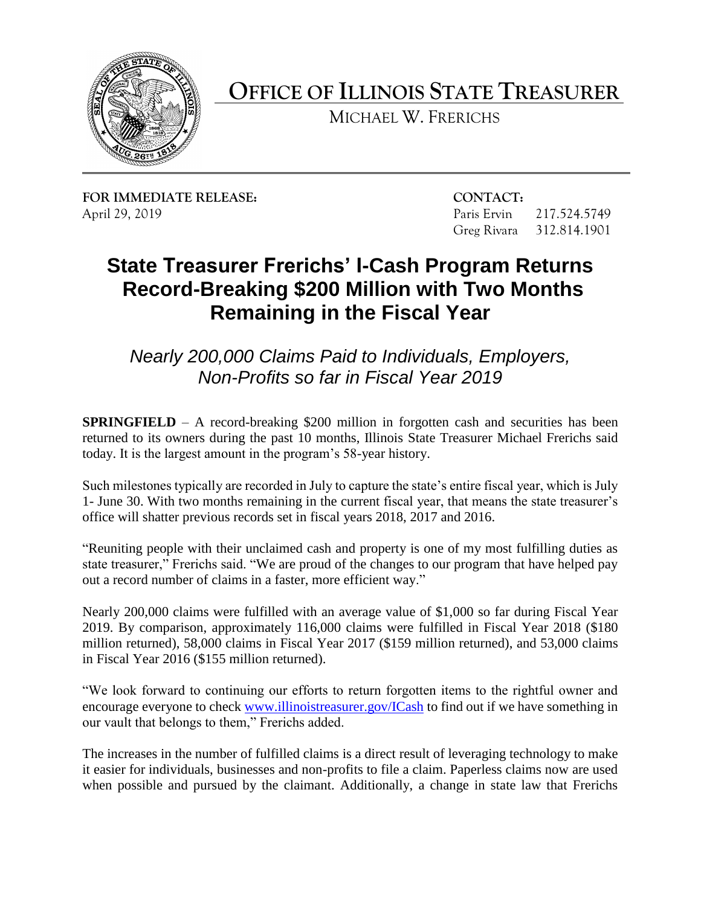# OFFICE OF ILLINOIS STATE TREASURER

MICHAEL W. FRERICHS

**FOR IMMEDIATE RELEASE:**
April 29, 2019

**CONTACT:**
Paris Ervin 217.524.5749
Greg Rivara 312.814.1901

## State Treasurer Frerichs' I-Cash Program Returns Record-Breaking $200 Million with Two Months Remaining in the Fiscal Year

### *Nearly 200,000 Claims Paid to Individuals, Employers, Non-Profits so far in Fiscal Year 2019*

**SPRINGFIELD** – A record-breaking $200 million in forgotten cash and securities has been returned to its owners during the past 10 months, Illinois State Treasurer Michael Frerichs said today. It is the largest amount in the program's 58-year history.

Such milestones typically are recorded in July to capture the state's entire fiscal year, which is July 1- June 30. With two months remaining in the current fiscal year, that means the state treasurer's office will shatter previous records set in fiscal years 2018, 2017 and 2016.

"Reuniting people with their unclaimed cash and property is one of my most fulfilling duties as state treasurer," Frerichs said. "We are proud of the changes to our program that have helped pay out a record number of claims in a faster, more efficient way."

Nearly 200,000 claims were fulfilled with an average value of $1,000 so far during Fiscal Year 2019. By comparison, approximately 116,000 claims were fulfilled in Fiscal Year 2018 ($180 million returned), 58,000 claims in Fiscal Year 2017 ($159 million returned), and 53,000 claims in Fiscal Year 2016 ($155 million returned).

"We look forward to continuing our efforts to return forgotten items to the rightful owner and encourage everyone to check [www.illinoistreasurer.gov/ICash](www.illinoistreasurer.gov/ICash) to find out if we have something in our vault that belongs to them," Frerichs added.

The increases in the number of fulfilled claims is a direct result of leveraging technology to make it easier for individuals, businesses and non-profits to file a claim. Paperless claims now are used when possible and pursued by the claimant. Additionally, a change in state law that Frerichs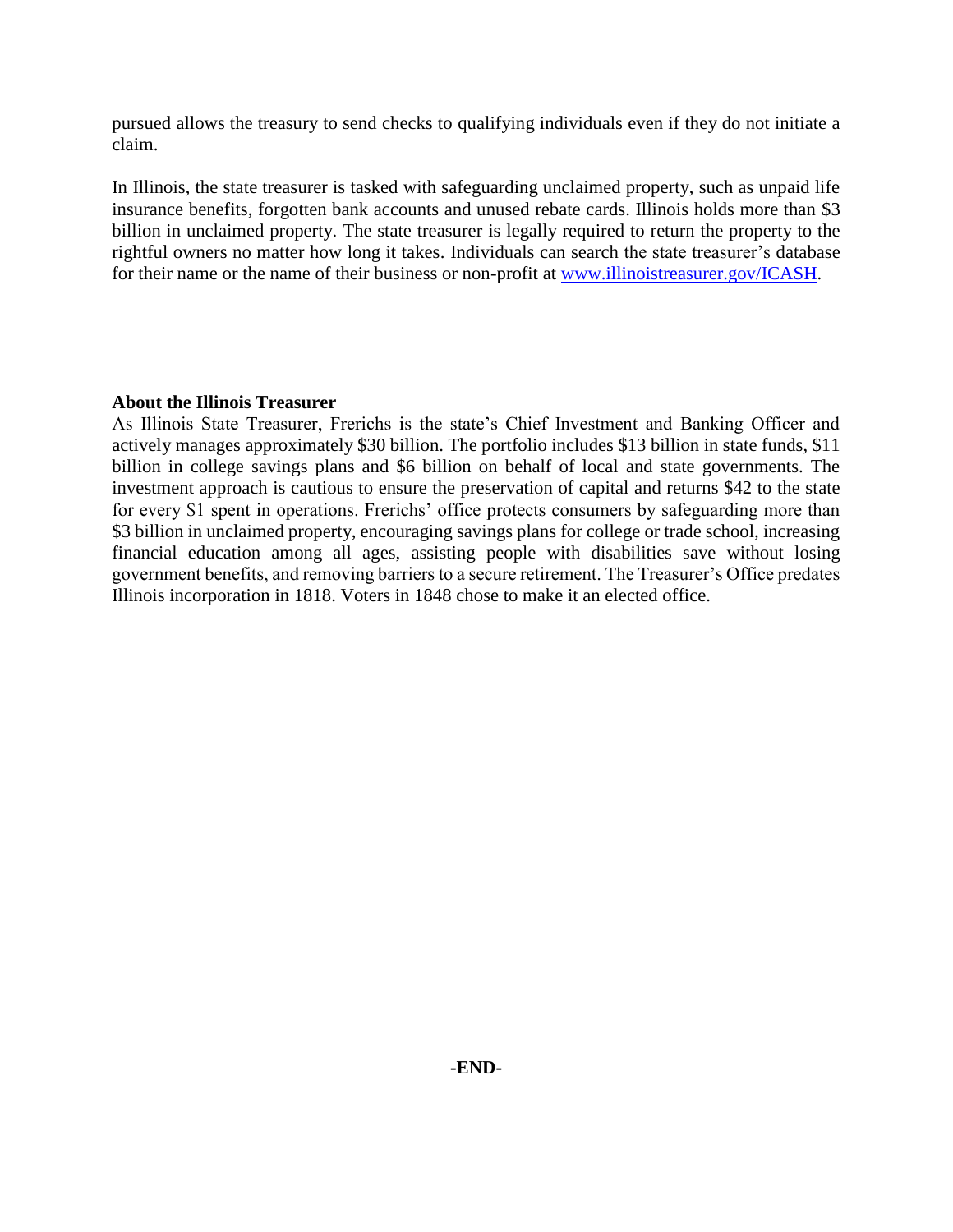pursued allows the treasury to send checks to qualifying individuals even if they do not initiate a claim.

In Illinois, the state treasurer is tasked with safeguarding unclaimed property, such as unpaid life insurance benefits, forgotten bank accounts and unused rebate cards. Illinois holds more than $3 billion in unclaimed property. The state treasurer is legally required to return the property to the rightful owners no matter how long it takes. Individuals can search the state treasurer's database for their name or the name of their business or non-profit at [www.illinoistreasurer.gov/ICASH](www.illinoistreasurer.gov/ICASH).

**About the Illinois Treasurer**

As Illinois State Treasurer, Frerichs is the state's Chief Investment and Banking Officer and actively manages approximately $30 billion. The portfolio includes $13 billion in state funds, $11 billion in college savings plans and $6 billion on behalf of local and state governments. The investment approach is cautious to ensure the preservation of capital and returns $42 to the state for every $1 spent in operations. Frerichs' office protects consumers by safeguarding more than $3 billion in unclaimed property, encouraging savings plans for college or trade school, increasing financial education among all ages, assisting people with disabilities save without losing government benefits, and removing barriers to a secure retirement. The Treasurer's Office predates Illinois incorporation in 1818. Voters in 1848 chose to make it an elected office.

**-END-**